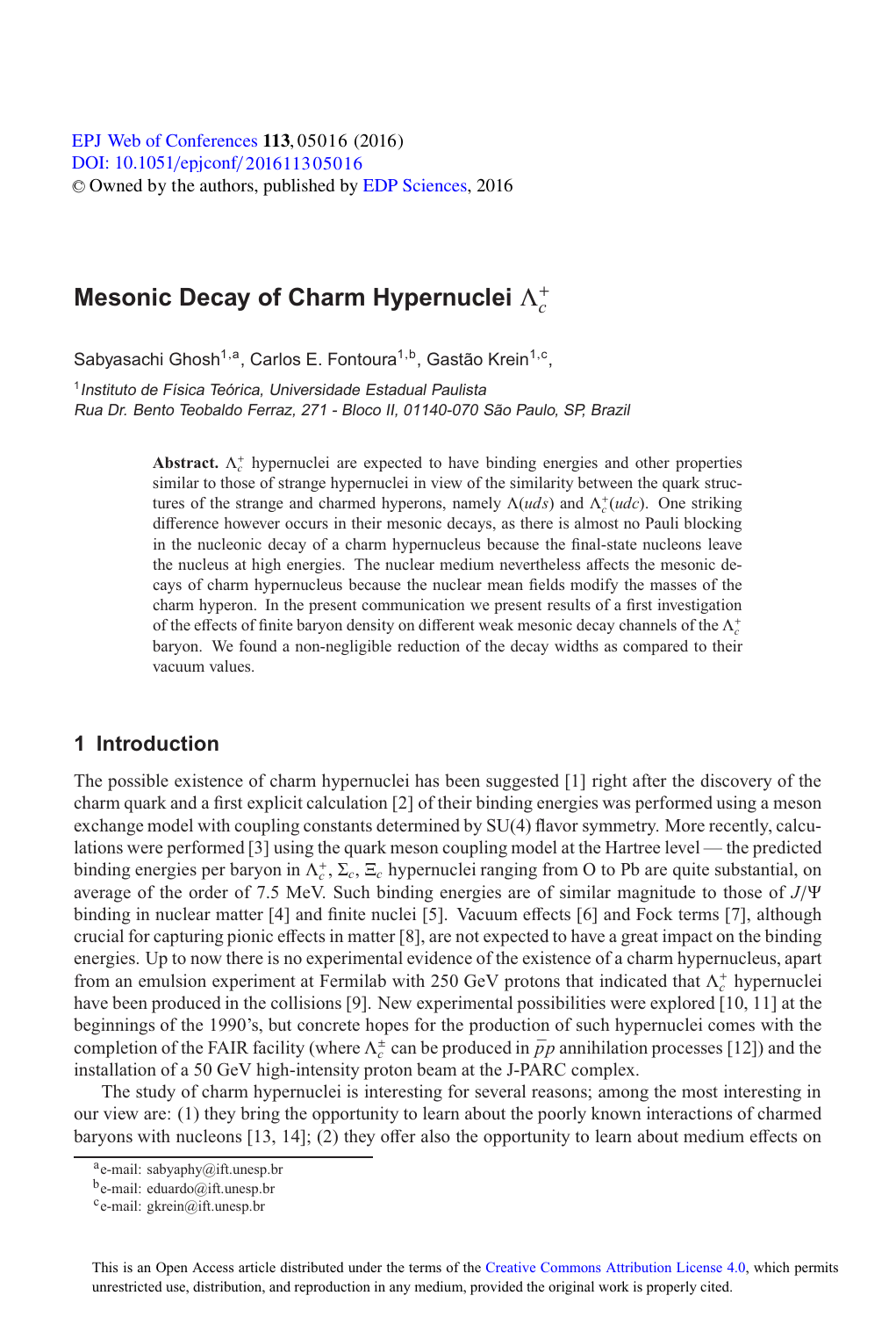EPJ Web of Conferences **113**, 05016 (2016)
DOI: 10.1051/epjconf/201611305016
© Owned by the authors, published by EDP Sciences, 2016

# Mesonic Decay of Charm Hypernuclei $\Lambda_c^+$

Sabyasachi Ghosh[1,a], Carlos E. Fontoura[1,b], Gastão Krein[1,c],

[1] *Instituto de Física Teórica, Universidade Estadual Paulista*
*Rua Dr. Bento Teobaldo Ferraz, 271 - Bloco II, 01140-070 São Paulo, SP, Brazil*

**Abstract.** $\Lambda_c^+$ hypernuclei are expected to have binding energies and other properties similar to those of strange hypernuclei in view of the similarity between the quark structures of the strange and charmed hyperons, namely $\Lambda(uds)$ and $\Lambda_c^+(udc)$. One striking difference however occurs in their mesonic decays, as there is almost no Pauli blocking in the nucleonic decay of a charm hypernucleus because the final-state nucleons leave the nucleus at high energies. The nuclear medium nevertheless affects the mesonic decays of charm hypernucleus because the nuclear mean fields modify the masses of the charm hyperon. In the present communication we present results of a first investigation of the effects of finite baryon density on different weak mesonic decay channels of the $\Lambda_c^+$ baryon. We found a non-negligible reduction of the decay widths as compared to their vacuum values.

## 1 Introduction

The possible existence of charm hypernuclei has been suggested [1] right after the discovery of the charm quark and a first explicit calculation [2] of their binding energies was performed using a meson exchange model with coupling constants determined by SU(4) flavor symmetry. More recently, calculations were performed [3] using the quark meson coupling model at the Hartree level — the predicted binding energies per baryon in $\Lambda_c^+$, $\Sigma_c$, $\Xi_c$ hypernuclei ranging from O to Pb are quite substantial, on average of the order of 7.5 MeV. Such binding energies are of similar magnitude to those of $J/\Psi$ binding in nuclear matter [4] and finite nuclei [5]. Vacuum effects [6] and Fock terms [7], although crucial for capturing pionic effects in matter [8], are not expected to have a great impact on the binding energies. Up to now there is no experimental evidence of the existence of a charm hypernucleus, apart from an emulsion experiment at Fermilab with 250 GeV protons that indicated that $\Lambda_c^+$ hypernuclei have been produced in the collisions [9]. New experimental possibilities were explored [10, 11] at the beginnings of the 1990's, but concrete hopes for the production of such hypernuclei comes with the completion of the FAIR facility (where $\Lambda_c^{\pm}$ can be produced in $\bar{p}p$ annihilation processes [12]) and the installation of a 50 GeV high-intensity proton beam at the J-PARC complex.

The study of charm hypernuclei is interesting for several reasons; among the most interesting in our view are: (1) they bring the opportunity to learn about the poorly known interactions of charmed baryons with nucleons [13, 14]; (2) they offer also the opportunity to learn about medium effects on

[a] e-mail: sabyaphy@ift.unesp.br
[b] e-mail: eduardo@ift.unesp.br
[c] e-mail: gkrein@ift.unesp.br

This is an Open Access article distributed under the terms of the Creative Commons Attribution License 4.0, which permits unrestricted use, distribution, and reproduction in any medium, provided the original work is properly cited.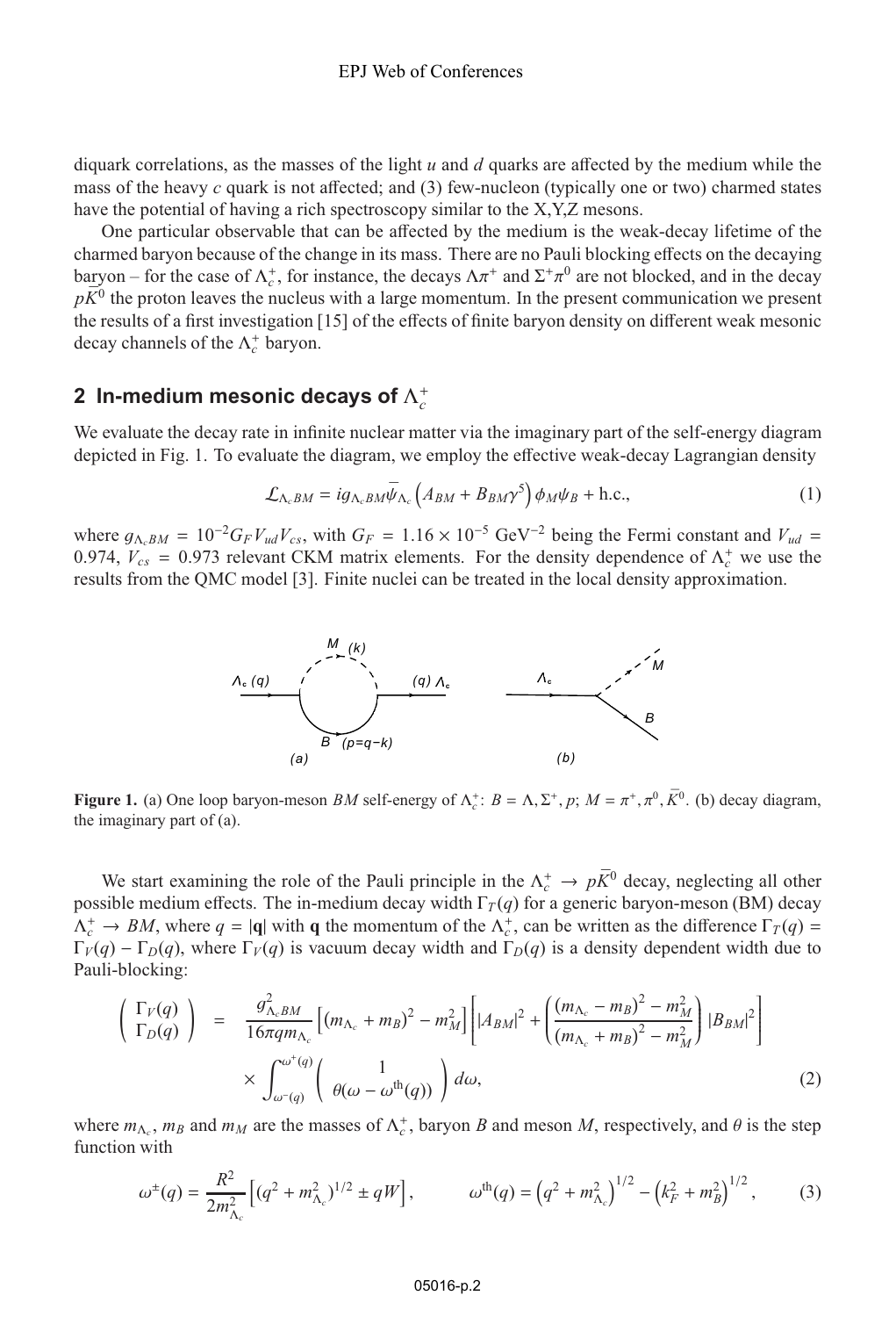diquark correlations, as the masses of the light $u$ and $d$ quarks are affected by the medium while the mass of the heavy $c$ quark is not affected; and (3) few-nucleon (typically one or two) charmed states have the potential of having a rich spectroscopy similar to the X,Y,Z mesons.

One particular observable that can be affected by the medium is the weak-decay lifetime of the charmed baryon because of the change in its mass. There are no Pauli blocking effects on the decaying baryon – for the case of $\Lambda_c^+$, for instance, the decays $\Lambda\pi^+$ and $\Sigma^+\pi^0$ are not blocked, and in the decay $p\bar{K}^0$ the proton leaves the nucleus with a large momentum. In the present communication we present the results of a first investigation [15] of the effects of finite baryon density on different weak mesonic decay channels of the $\Lambda_c^+$ baryon.

## 2 In-medium mesonic decays of $\Lambda_c^+$

We evaluate the decay rate in infinite nuclear matter via the imaginary part of the self-energy diagram depicted in Fig. 1. To evaluate the diagram, we employ the effective weak-decay Lagrangian density

$$\mathcal{L}_{\Lambda_c BM} = i g_{\Lambda_c BM} \bar{\psi}_{\Lambda_c} \left( A_{BM} + B_{BM} \gamma^5 \right) \phi_M \psi_B + \text{h.c.}, \tag{1}$$

where $g_{\Lambda_c BM} = 10^{-2} G_F V_{ud} V_{cs}$, with $G_F = 1.16 \times 10^{-5}$ GeV$^{-2}$ being the Fermi constant and $V_{ud} = 0.974$, $V_{cs} = 0.973$ relevant CKM matrix elements. For the density dependence of $\Lambda_c^+$ we use the results from the QMC model [3]. Finite nuclei can be treated in the local density approximation.

**Figure 1.** (a) One loop baryon-meson $BM$ self-energy of $\Lambda_c^+$: $B = \Lambda, \Sigma^+, p$; $M = \pi^+, \pi^0, \bar{K}^0$. (b) decay diagram, the imaginary part of (a).

We start examining the role of the Pauli principle in the $\Lambda_c^+ \to p\bar{K}^0$ decay, neglecting all other possible medium effects. The in-medium decay width $\Gamma_T(q)$ for a generic baryon-meson (BM) decay $\Lambda_c^+ \to BM$, where $q = |\mathbf{q}|$ with $\mathbf{q}$ the momentum of the $\Lambda_c^+$, can be written as the difference $\Gamma_T(q) = \Gamma_V(q) - \Gamma_D(q)$, where $\Gamma_V(q)$ is vacuum decay width and $\Gamma_D(q)$ is a density dependent width due to Pauli-blocking:

$$\begin{pmatrix} \Gamma_V(q) \\ \Gamma_D(q) \end{pmatrix} = \frac{g^2_{\Lambda_c BM}}{16\pi q m_{\Lambda_c}} \left[ (m_{\Lambda_c} + m_B)^2 - m_M^2 \right] \left[ |A_{BM}|^2 + \left( \frac{(m_{\Lambda_c} - m_B)^2 - m_M^2}{(m_{\Lambda_c} + m_B)^2 - m_M^2} \right) |B_{BM}|^2 \right] \times \int_{\omega^-(q)}^{\omega^+(q)} \begin{pmatrix} 1 \\ \theta(\omega - \omega^{\text{th}}(q)) \end{pmatrix} d\omega, \tag{2}$$

where $m_{\Lambda_c}$, $m_B$ and $m_M$ are the masses of $\Lambda_c^+$, baryon $B$ and meson $M$, respectively, and $\theta$ is the step function with

$$\omega^{\pm}(q) = \frac{R^2}{2m^2_{\Lambda_c}} \left[ (q^2 + m^2_{\Lambda_c})^{1/2} \pm qW \right], \qquad \omega^{\text{th}}(q) = \left( q^2 + m^2_{\Lambda_c} \right)^{1/2} - \left( k_F^2 + m_B^2 \right)^{1/2}, \tag{3}$$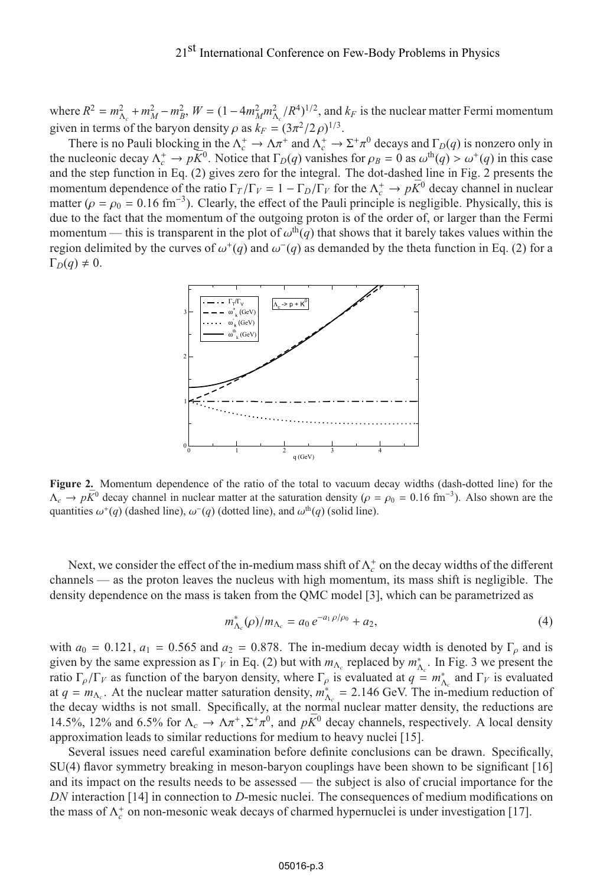where $R^2 = m^2_{\Lambda_c} + m^2_M - m^2_B$, $W = (1 - 4m^2_M m^2_{\Lambda_c}/R^4)^{1/2}$, and $k_F$ is the nuclear matter Fermi momentum given in terms of the baryon density $\rho$ as $k_F = (3\pi^2/2\,\rho)^{1/3}$.

There is no Pauli blocking in the $\Lambda_c^+ \to \Lambda\pi^+$ and $\Lambda_c^+ \to \Sigma^+\pi^0$ decays and $\Gamma_D(q)$ is nonzero only in the nucleonic decay $\Lambda_c^+ \to p\bar{K}^0$. Notice that $\Gamma_D(q)$ vanishes for $\rho_B = 0$ as $\omega^{\rm th}(q) > \omega^+(q)$ in this case and the step function in Eq. (2) gives zero for the integral. The dot-dashed line in Fig. 2 presents the momentum dependence of the ratio $\Gamma_T/\Gamma_V = 1 - \Gamma_D/\Gamma_V$ for the $\Lambda_c^+ \to p\bar{K}^0$ decay channel in nuclear matter ($\rho = \rho_0 = 0.16$ fm$^{-3}$). Clearly, the effect of the Pauli principle is negligible. Physically, this is due to the fact that the momentum of the outgoing proton is of the order of, or larger than the Fermi momentum — this is transparent in the plot of $\omega^{\rm th}(q)$ that shows that it barely takes values within the region delimited by the curves of $\omega^+(q)$ and $\omega^-(q)$ as demanded by the theta function in Eq. (2) for a $\Gamma_D(q) \neq 0$.

**Figure 2.** Momentum dependence of the ratio of the total to vacuum decay widths (dash-dotted line) for the $\Lambda_c \to p\bar{K}^0$ decay channel in nuclear matter at the saturation density ($\rho = \rho_0 = 0.16$ fm$^{-3}$). Also shown are the quantities $\omega^+(q)$ (dashed line), $\omega^-(q)$ (dotted line), and $\omega^{\rm th}(q)$ (solid line).

Next, we consider the effect of the in-medium mass shift of $\Lambda_c^+$ on the decay widths of the different channels — as the proton leaves the nucleus with high momentum, its mass shift is negligible. The density dependence on the mass is taken from the QMC model [3], which can be parametrized as

$$m^*_{\Lambda_c}(\rho)/m_{\Lambda_c} = a_0\, e^{-a_1\rho/\rho_0} + a_2, \tag{4}$$

with $a_0 = 0.121$, $a_1 = 0.565$ and $a_2 = 0.878$. The in-medium decay width is denoted by $\Gamma_\rho$ and is given by the same expression as $\Gamma_V$ in Eq. (2) but with $m_{\Lambda_c}$ replaced by $m^*_{\Lambda_c}$. In Fig. 3 we present the ratio $\Gamma_\rho/\Gamma_V$ as function of the baryon density, where $\Gamma_\rho$ is evaluated at $q = m^*_{\Lambda_c}$ and $\Gamma_V$ is evaluated at $q = m_{\Lambda_c}$. At the nuclear matter saturation density, $m^*_{\Lambda_c} = 2.146$ GeV. The in-medium reduction of the decay widths is not small. Specifically, at the normal nuclear matter density, the reductions are 14.5%, 12% and 6.5% for $\Lambda_c \to \Lambda\pi^+, \Sigma^+\pi^0$, and $p\bar{K}^0$ decay channels, respectively. A local density approximation leads to similar reductions for medium to heavy nuclei [15].

Several issues need careful examination before definite conclusions can be drawn. Specifically, SU(4) flavor symmetry breaking in meson-baryon couplings have been shown to be significant [16] and its impact on the results needs to be assessed — the subject is also of crucial importance for the *DN* interaction [14] in connection to *D*-mesic nuclei. The consequences of medium modifications on the mass of $\Lambda_c^+$ on non-mesonic weak decays of charmed hypernuclei is under investigation [17].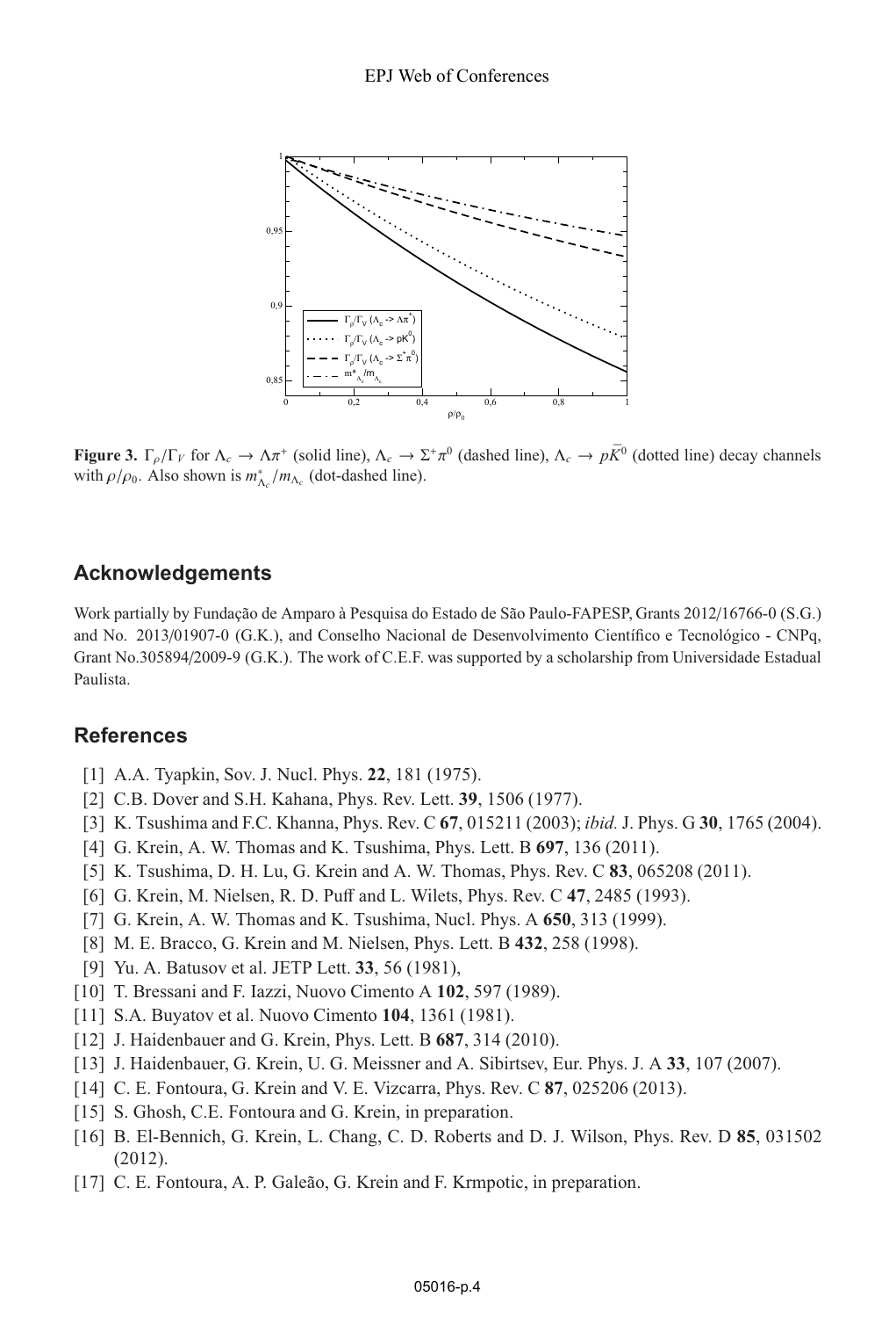1

0,95

0,9

0,85

0

0,2

0,4

0,6

0,8

1

$\rho/\rho_0$

$\Gamma_\rho/\Gamma_V$ ($\Lambda_c$ -> $\Lambda\pi^+$)

$\Gamma_\rho/\Gamma_V$ ($\Lambda_c$ -> $pK^0$)

$\Gamma_\rho/\Gamma_V$ ($\Lambda_c$ -> $\Sigma^+\pi^0$)

$m^*_{\Lambda_c}/m_{\Lambda_c}$

**Figure 3.** $\Gamma_\rho/\Gamma_V$ for $\Lambda_c \to \Lambda\pi^+$ (solid line), $\Lambda_c \to \Sigma^+\pi^0$ (dashed line), $\Lambda_c \to p\bar{K}^0$ (dotted line) decay channels with $\rho/\rho_0$. Also shown is $m^*_{\Lambda_c}/m_{\Lambda_c}$ (dot-dashed line).

## Acknowledgements

Work partially by Fundação de Amparo à Pesquisa do Estado de São Paulo-FAPESP, Grants 2012/16766-0 (S.G.) and No. 2013/01907-0 (G.K.), and Conselho Nacional de Desenvolvimento Científico e Tecnológico - CNPq, Grant No.305894/2009-9 (G.K.). The work of C.E.F. was supported by a scholarship from Universidade Estadual Paulista.

## References

[1] A.A. Tyapkin, Sov. J. Nucl. Phys. **22**, 181 (1975).

[2] C.B. Dover and S.H. Kahana, Phys. Rev. Lett. **39**, 1506 (1977).

[3] K. Tsushima and F.C. Khanna, Phys. Rev. C **67**, 015211 (2003); *ibid.* J. Phys. G **30**, 1765 (2004).

[4] G. Krein, A. W. Thomas and K. Tsushima, Phys. Lett. B **697**, 136 (2011).

[5] K. Tsushima, D. H. Lu, G. Krein and A. W. Thomas, Phys. Rev. C **83**, 065208 (2011).

[6] G. Krein, M. Nielsen, R. D. Puff and L. Wilets, Phys. Rev. C **47**, 2485 (1993).

[7] G. Krein, A. W. Thomas and K. Tsushima, Nucl. Phys. A **650**, 313 (1999).

[8] M. E. Bracco, G. Krein and M. Nielsen, Phys. Lett. B **432**, 258 (1998).

[9] Yu. A. Batusov et al. JETP Lett. **33**, 56 (1981),

[10] T. Bressani and F. Iazzi, Nuovo Cimento A **102**, 597 (1989).

[11] S.A. Buyatov et al. Nuovo Cimento **104**, 1361 (1981).

[12] J. Haidenbauer and G. Krein, Phys. Lett. B **687**, 314 (2010).

[13] J. Haidenbauer, G. Krein, U. G. Meissner and A. Sibirtsev, Eur. Phys. J. A **33**, 107 (2007).

[14] C. E. Fontoura, G. Krein and V. E. Vizcarra, Phys. Rev. C **87**, 025206 (2013).

[15] S. Ghosh, C.E. Fontoura and G. Krein, in preparation.

[16] B. El-Bennich, G. Krein, L. Chang, C. D. Roberts and D. J. Wilson, Phys. Rev. D **85**, 031502 (2012).

[17] C. E. Fontoura, A. P. Galeão, G. Krein and F. Krmpotic, in preparation.